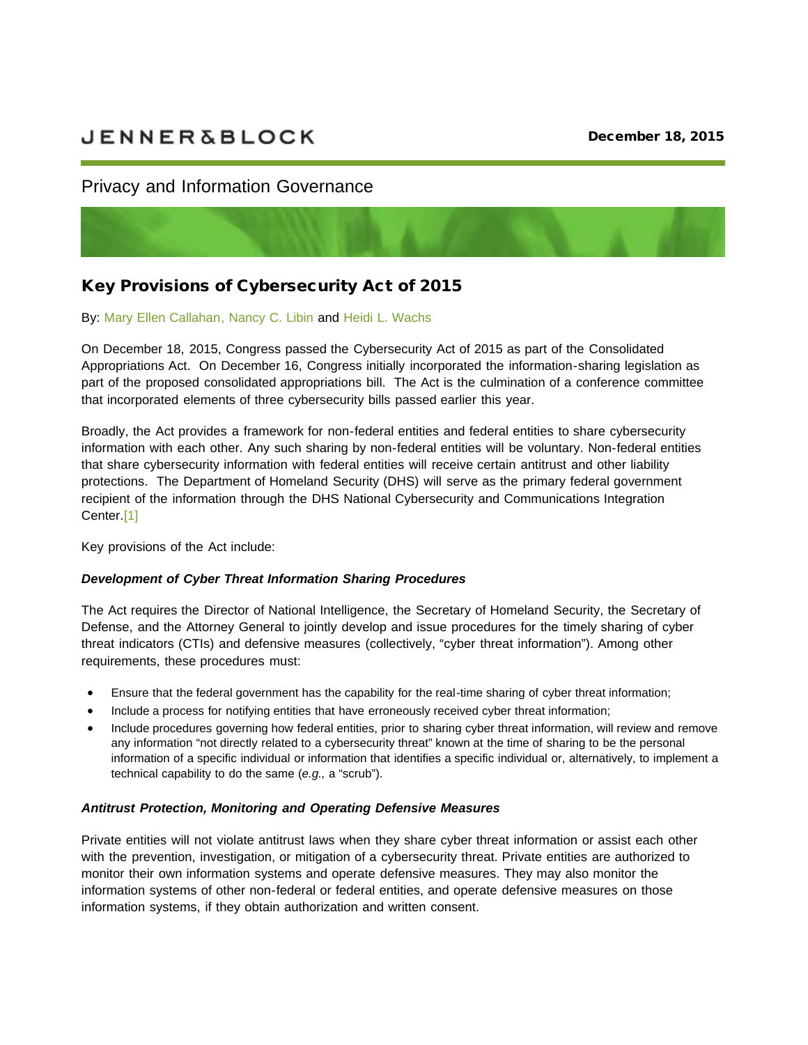JENNER&BLOCK

December 18, 2015

Privacy and Information Governance

## Key Provisions of Cybersecurity Act of 2015

By: Mary Ellen Callahan, Nancy C. Libin and Heidi L. Wachs

On December 18, 2015, Congress passed the Cybersecurity Act of 2015 as part of the Consolidated Appropriations Act. On December 16, Congress initially incorporated the information-sharing legislation as part of the proposed consolidated appropriations bill. The Act is the culmination of a conference committee that incorporated elements of three cybersecurity bills passed earlier this year.

Broadly, the Act provides a framework for non-federal entities and federal entities to share cybersecurity information with each other. Any such sharing by non-federal entities will be voluntary. Non-federal entities that share cybersecurity information with federal entities will receive certain antitrust and other liability protections. The Department of Homeland Security (DHS) will serve as the primary federal government recipient of the information through the DHS National Cybersecurity and Communications Integration Center.[1]

Key provisions of the Act include:

***Development of Cyber Threat Information Sharing Procedures***

The Act requires the Director of National Intelligence, the Secretary of Homeland Security, the Secretary of Defense, and the Attorney General to jointly develop and issue procedures for the timely sharing of cyber threat indicators (CTIs) and defensive measures (collectively, "cyber threat information"). Among other requirements, these procedures must:

- Ensure that the federal government has the capability for the real-time sharing of cyber threat information;
- Include a process for notifying entities that have erroneously received cyber threat information;
- Include procedures governing how federal entities, prior to sharing cyber threat information, will review and remove any information "not directly related to a cybersecurity threat" known at the time of sharing to be the personal information of a specific individual or information that identifies a specific individual or, alternatively, to implement a technical capability to do the same (*e.g.,* a "scrub").

***Antitrust Protection, Monitoring and Operating Defensive Measures***

Private entities will not violate antitrust laws when they share cyber threat information or assist each other with the prevention, investigation, or mitigation of a cybersecurity threat. Private entities are authorized to monitor their own information systems and operate defensive measures. They may also monitor the information systems of other non-federal or federal entities, and operate defensive measures on those information systems, if they obtain authorization and written consent.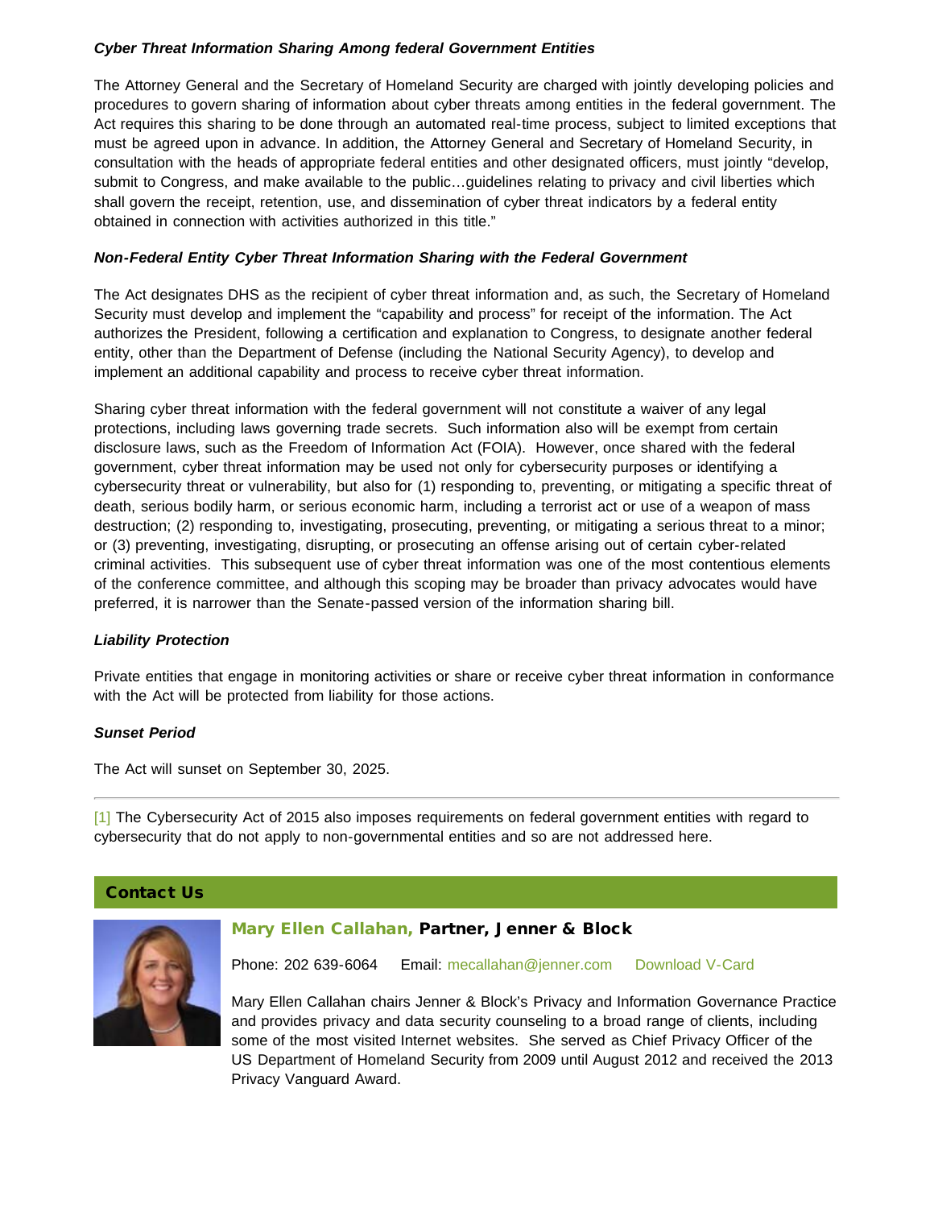***Cyber Threat Information Sharing Among federal Government Entities***

The Attorney General and the Secretary of Homeland Security are charged with jointly developing policies and procedures to govern sharing of information about cyber threats among entities in the federal government. The Act requires this sharing to be done through an automated real-time process, subject to limited exceptions that must be agreed upon in advance. In addition, the Attorney General and Secretary of Homeland Security, in consultation with the heads of appropriate federal entities and other designated officers, must jointly "develop, submit to Congress, and make available to the public…guidelines relating to privacy and civil liberties which shall govern the receipt, retention, use, and dissemination of cyber threat indicators by a federal entity obtained in connection with activities authorized in this title."

***Non-Federal Entity Cyber Threat Information Sharing with the Federal Government***

The Act designates DHS as the recipient of cyber threat information and, as such, the Secretary of Homeland Security must develop and implement the "capability and process" for receipt of the information. The Act authorizes the President, following a certification and explanation to Congress, to designate another federal entity, other than the Department of Defense (including the National Security Agency), to develop and implement an additional capability and process to receive cyber threat information.

Sharing cyber threat information with the federal government will not constitute a waiver of any legal protections, including laws governing trade secrets. Such information also will be exempt from certain disclosure laws, such as the Freedom of Information Act (FOIA). However, once shared with the federal government, cyber threat information may be used not only for cybersecurity purposes or identifying a cybersecurity threat or vulnerability, but also for (1) responding to, preventing, or mitigating a specific threat of death, serious bodily harm, or serious economic harm, including a terrorist act or use of a weapon of mass destruction; (2) responding to, investigating, prosecuting, preventing, or mitigating a serious threat to a minor; or (3) preventing, investigating, disrupting, or prosecuting an offense arising out of certain cyber-related criminal activities. This subsequent use of cyber threat information was one of the most contentious elements of the conference committee, and although this scoping may be broader than privacy advocates would have preferred, it is narrower than the Senate-passed version of the information sharing bill.

***Liability Protection***

Private entities that engage in monitoring activities or share or receive cyber threat information in conformance with the Act will be protected from liability for those actions.

***Sunset Period***

The Act will sunset on September 30, 2025.

---

[1] The Cybersecurity Act of 2015 also imposes requirements on federal government entities with regard to cybersecurity that do not apply to non-governmental entities and so are not addressed here.

## Contact Us

**Mary Ellen Callahan, Partner, Jenner & Block**

Phone: 202 639-6064 Email: mecallahan@jenner.com Download V-Card

Mary Ellen Callahan chairs Jenner & Block's Privacy and Information Governance Practice and provides privacy and data security counseling to a broad range of clients, including some of the most visited Internet websites. She served as Chief Privacy Officer of the US Department of Homeland Security from 2009 until August 2012 and received the 2013 Privacy Vanguard Award.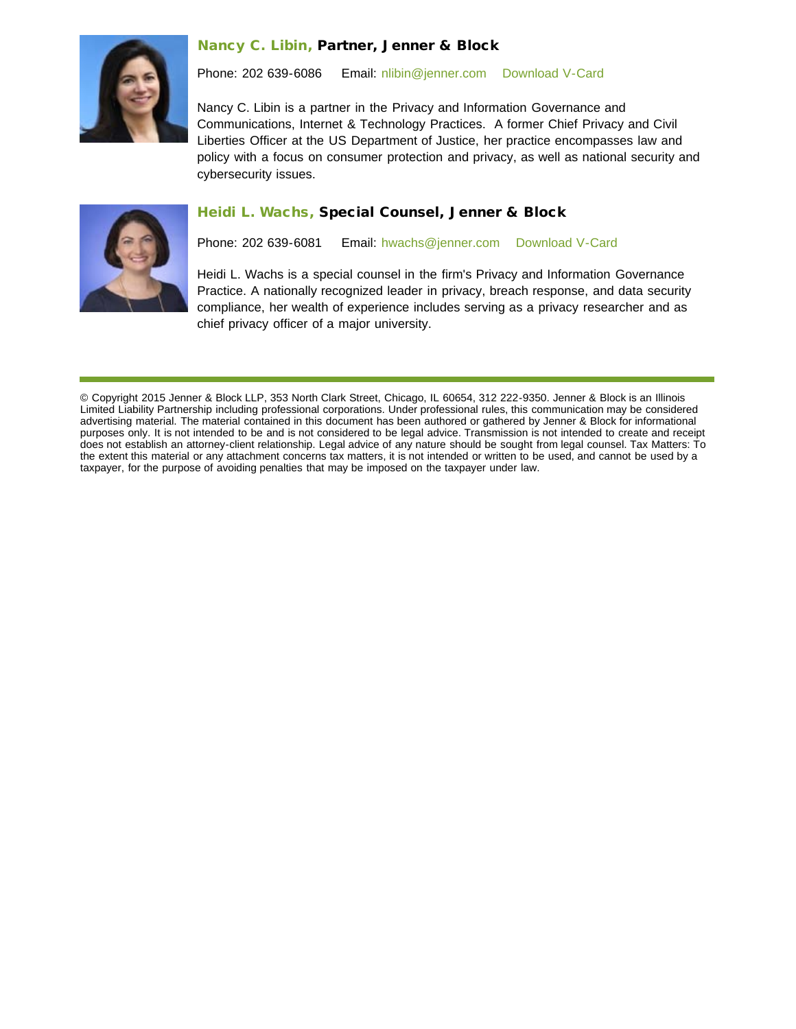### Nancy C. Libin, Partner, Jenner & Block

Phone: 202 639-6086    Email: nlibin@jenner.com    Download V-Card

Nancy C. Libin is a partner in the Privacy and Information Governance and Communications, Internet & Technology Practices. A former Chief Privacy and Civil Liberties Officer at the US Department of Justice, her practice encompasses law and policy with a focus on consumer protection and privacy, as well as national security and cybersecurity issues.

### Heidi L. Wachs, Special Counsel, Jenner & Block

Phone: 202 639-6081    Email: hwachs@jenner.com    Download V-Card

Heidi L. Wachs is a special counsel in the firm's Privacy and Information Governance Practice. A nationally recognized leader in privacy, breach response, and data security compliance, her wealth of experience includes serving as a privacy researcher and as chief privacy officer of a major university.

---

© Copyright 2015 Jenner & Block LLP, 353 North Clark Street, Chicago, IL 60654, 312 222-9350. Jenner & Block is an Illinois Limited Liability Partnership including professional corporations. Under professional rules, this communication may be considered advertising material. The material contained in this document has been authored or gathered by Jenner & Block for informational purposes only. It is not intended to be and is not considered to be legal advice. Transmission is not intended to create and receipt does not establish an attorney-client relationship. Legal advice of any nature should be sought from legal counsel. Tax Matters: To the extent this material or any attachment concerns tax matters, it is not intended or written to be used, and cannot be used by a taxpayer, for the purpose of avoiding penalties that may be imposed on the taxpayer under law.